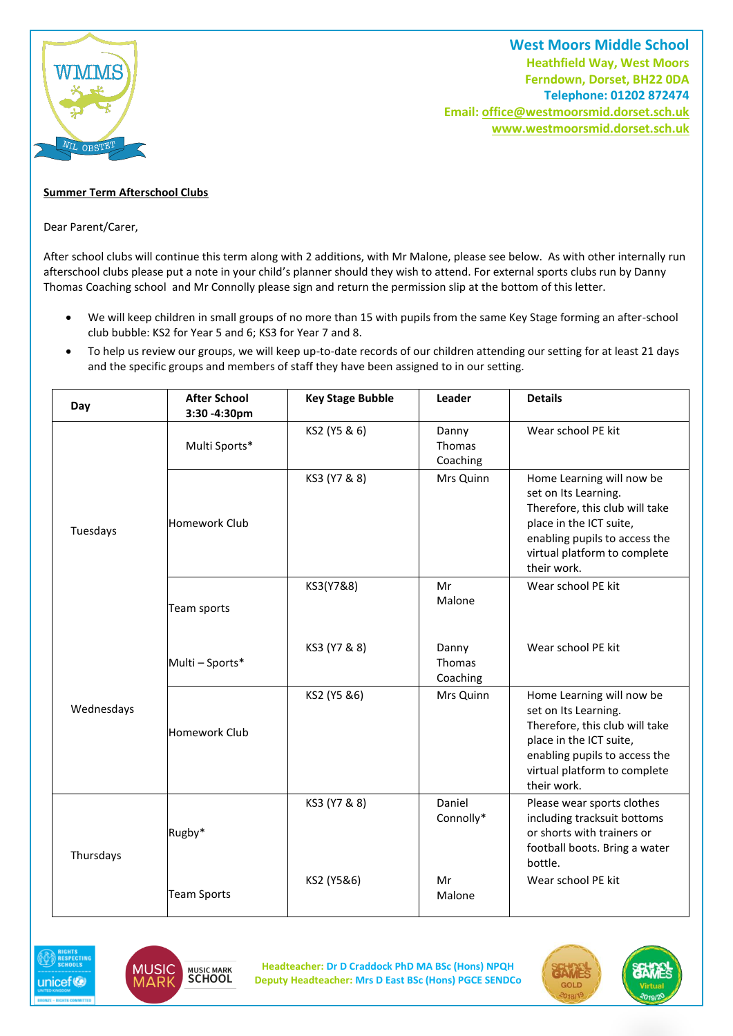**West Moors Middle School**
Heathfield Way, West Moors
Ferndown, Dorset, BH22 0DA
Telephone: 01202 872474
Email: office@westmoorsmid.dorset.sch.uk
www.westmoorsmid.dorset.sch.uk

**Summer Term Afterschool Clubs**

Dear Parent/Carer,

After school clubs will continue this term along with 2 additions, with Mr Malone, please see below. As with other internally run afterschool clubs please put a note in your child's planner should they wish to attend. For external sports clubs run by Danny Thomas Coaching school and Mr Connolly please sign and return the permission slip at the bottom of this letter.

- We will keep children in small groups of no more than 15 with pupils from the same Key Stage forming an after-school club bubble: KS2 for Year 5 and 6; KS3 for Year 7 and 8.
- To help us review our groups, we will keep up-to-date records of our children attending our setting for at least 21 days and the specific groups and members of staff they have been assigned to in our setting.

| Day | After School 3:30 -4:30pm | Key Stage Bubble | Leader | Details |
|---|---|---|---|---|
| Tuesdays | Multi Sports* | KS2 (Y5 & 6) | Danny Thomas Coaching | Wear school PE kit |
| | Homework Club | KS3 (Y7 & 8) | Mrs Quinn | Home Learning will now be set on Its Learning. Therefore, this club will take place in the ICT suite, enabling pupils to access the virtual platform to complete their work. |
| Wednesdays | Team sports | KS3(Y7&8) | Mr Malone | Wear school PE kit |
| | Multi – Sports* | KS3 (Y7 & 8) | Danny Thomas Coaching | Wear school PE kit |
| | Homework Club | KS2 (Y5 &6) | Mrs Quinn | Home Learning will now be set on Its Learning. Therefore, this club will take place in the ICT suite, enabling pupils to access the virtual platform to complete their work. |
| Thursdays | Rugby* | KS3 (Y7 & 8) | Daniel Connolly* | Please wear sports clothes including tracksuit bottoms or shorts with trainers or football boots. Bring a water bottle. |
| | Team Sports | KS2 (Y5&6) | Mr Malone | Wear school PE kit |

Headteacher: Dr D Craddock PhD MA BSc (Hons) NPQH
Deputy Headteacher: Mrs D East BSc (Hons) PGCE SENDCo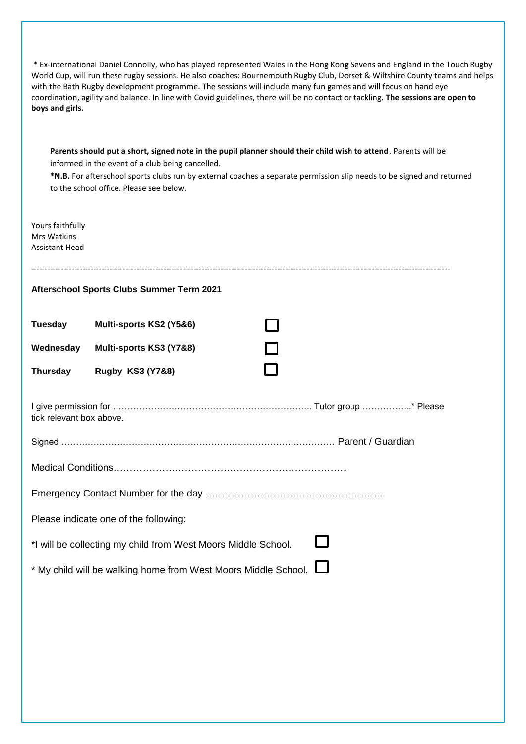\* Ex-international Daniel Connolly, who has played represented Wales in the Hong Kong Sevens and England in the Touch Rugby World Cup, will run these rugby sessions. He also coaches: Bournemouth Rugby Club, Dorset & Wiltshire County teams and helps with the Bath Rugby development programme. The sessions will include many fun games and will focus on hand eye coordination, agility and balance. In line with Covid guidelines, there will be no contact or tackling. **The sessions are open to boys and girls.**

**Parents should put a short, signed note in the pupil planner should their child wish to attend**. Parents will be informed in the event of a club being cancelled.

**\*N.B.** For afterschool sports clubs run by external coaches a separate permission slip needs to be signed and returned to the school office. Please see below.

Yours faithfully
Mrs Watkins
Assistant Head

---

**Afterschool Sports Clubs Summer Term 2021**

| | | |
|---|---|---|
| **Tuesday** | **Multi-sports KS2 (Y5&6)** | ☐ |
| **Wednesday** | **Multi-sports KS3 (Y7&8)** | ☐ |
| **Thursday** | **Rugby KS3 (Y7&8)** | ☐ |

I give permission for ………………………………………………………….. Tutor group …………….* Please tick relevant box above.

Signed ……………………………………………………………………………… Parent / Guardian

Medical Conditions……………………………………………………………

Emergency Contact Number for the day ……………………………………………….

Please indicate one of the following:

\*I will be collecting my child from West Moors Middle School. ☐

\* My child will be walking home from West Moors Middle School. ☐